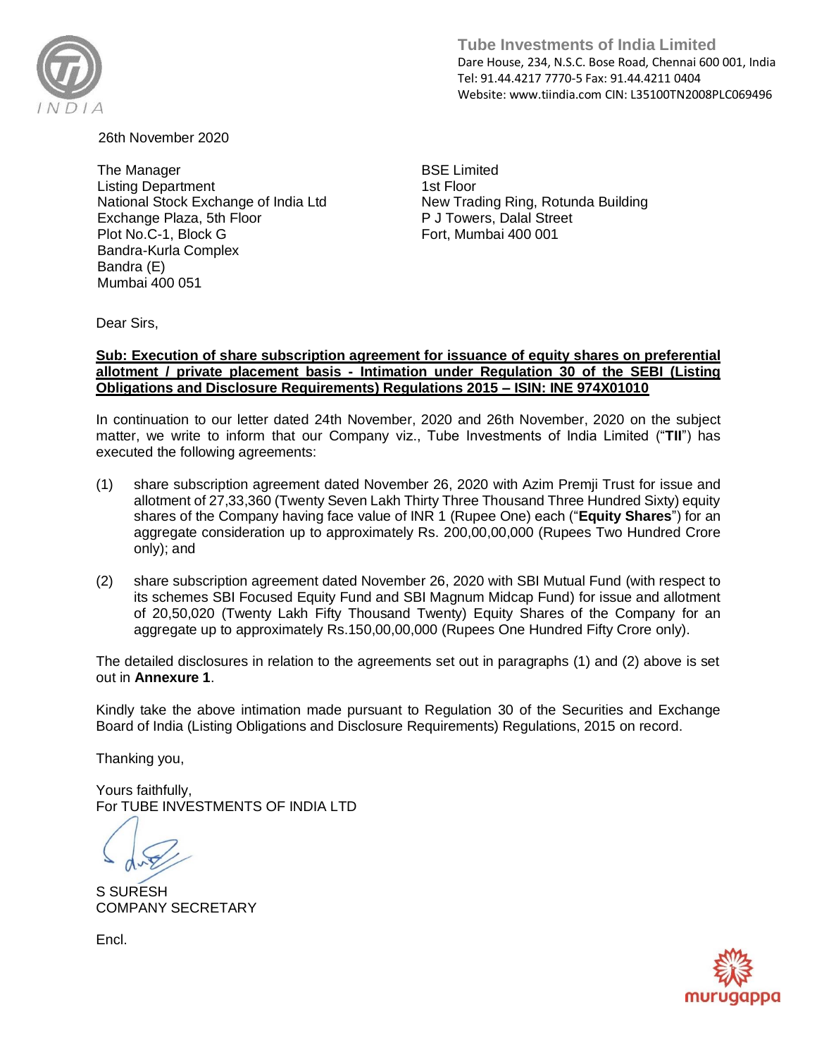**Tube Investments of India Limited**
Dare House, 234, N.S.C. Bose Road, Chennai 600 001, India
Tel: 91.44.4217 7770-5 Fax: 91.44.4211 0404
Website: www.tiindia.com CIN: L35100TN2008PLC069496

26th November 2020

The Manager
Listing Department
National Stock Exchange of India Ltd
Exchange Plaza, 5th Floor
Plot No.C-1, Block G
Bandra-Kurla Complex
Bandra (E)
Mumbai 400 051

BSE Limited
1st Floor
New Trading Ring, Rotunda Building
P J Towers, Dalal Street
Fort, Mumbai 400 001

Dear Sirs,

**Sub: Execution of share subscription agreement for issuance of equity shares on preferential allotment / private placement basis - Intimation under Regulation 30 of the SEBI (Listing Obligations and Disclosure Requirements) Regulations 2015 – ISIN: INE 974X01010**

In continuation to our letter dated 24th November, 2020 and 26th November, 2020 on the subject matter, we write to inform that our Company viz., Tube Investments of India Limited ("**TII**") has executed the following agreements:

(1) share subscription agreement dated November 26, 2020 with Azim Premji Trust for issue and allotment of 27,33,360 (Twenty Seven Lakh Thirty Three Thousand Three Hundred Sixty) equity shares of the Company having face value of INR 1 (Rupee One) each ("**Equity Shares**") for an aggregate consideration up to approximately Rs. 200,00,00,000 (Rupees Two Hundred Crore only); and

(2) share subscription agreement dated November 26, 2020 with SBI Mutual Fund (with respect to its schemes SBI Focused Equity Fund and SBI Magnum Midcap Fund) for issue and allotment of 20,50,020 (Twenty Lakh Fifty Thousand Twenty) Equity Shares of the Company for an aggregate up to approximately Rs.150,00,00,000 (Rupees One Hundred Fifty Crore only).

The detailed disclosures in relation to the agreements set out in paragraphs (1) and (2) above is set out in **Annexure 1**.

Kindly take the above intimation made pursuant to Regulation 30 of the Securities and Exchange Board of India (Listing Obligations and Disclosure Requirements) Regulations, 2015 on record.

Thanking you,

Yours faithfully,
For TUBE INVESTMENTS OF INDIA LTD

S SURESH
COMPANY SECRETARY

Encl.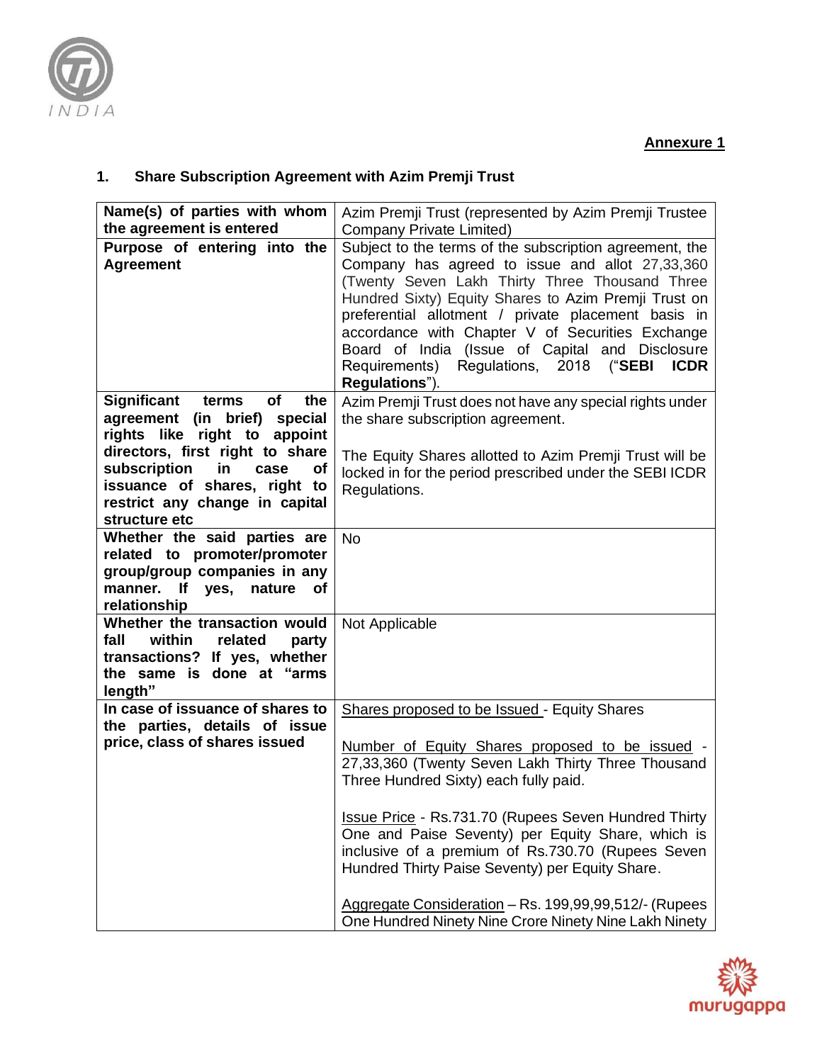**Annexure 1**

## 1. Share Subscription Agreement with Azim Premji Trust

| **Name(s) of parties with whom the agreement is entered** | Azim Premji Trust (represented by Azim Premji Trustee Company Private Limited) |
|---|---|
| **Purpose of entering into the Agreement** | Subject to the terms of the subscription agreement, the Company has agreed to issue and allot 27,33,360 (Twenty Seven Lakh Thirty Three Thousand Three Hundred Sixty) Equity Shares to Azim Premji Trust on preferential allotment / private placement basis in accordance with Chapter V of Securities Exchange Board of India (Issue of Capital and Disclosure Requirements) Regulations, 2018 ("**SEBI ICDR Regulations**"). |
| **Significant terms of the agreement (in brief) special rights like right to appoint directors, first right to share subscription in case of issuance of shares, right to restrict any change in capital structure etc** | Azim Premji Trust does not have any special rights under the share subscription agreement.<br><br>The Equity Shares allotted to Azim Premji Trust will be locked in for the period prescribed under the SEBI ICDR Regulations. |
| **Whether the said parties are related to promoter/promoter group/group companies in any manner. If yes, nature of relationship** | No |
| **Whether the transaction would fall within related party transactions? If yes, whether the same is done at "arms length"** | Not Applicable |
| **In case of issuance of shares to the parties, details of issue price, class of shares issued** | <u>Shares proposed to be Issued</u> - Equity Shares<br><br><u>Number of Equity Shares proposed to be issued</u> - 27,33,360 (Twenty Seven Lakh Thirty Three Thousand Three Hundred Sixty) each fully paid.<br><br><u>Issue Price</u> - Rs.731.70 (Rupees Seven Hundred Thirty One and Paise Seventy) per Equity Share, which is inclusive of a premium of Rs.730.70 (Rupees Seven Hundred Thirty Paise Seventy) per Equity Share.<br><br><u>Aggregate Consideration</u> – Rs. 199,99,99,512/- (Rupees One Hundred Ninety Nine Crore Ninety Nine Lakh Ninety |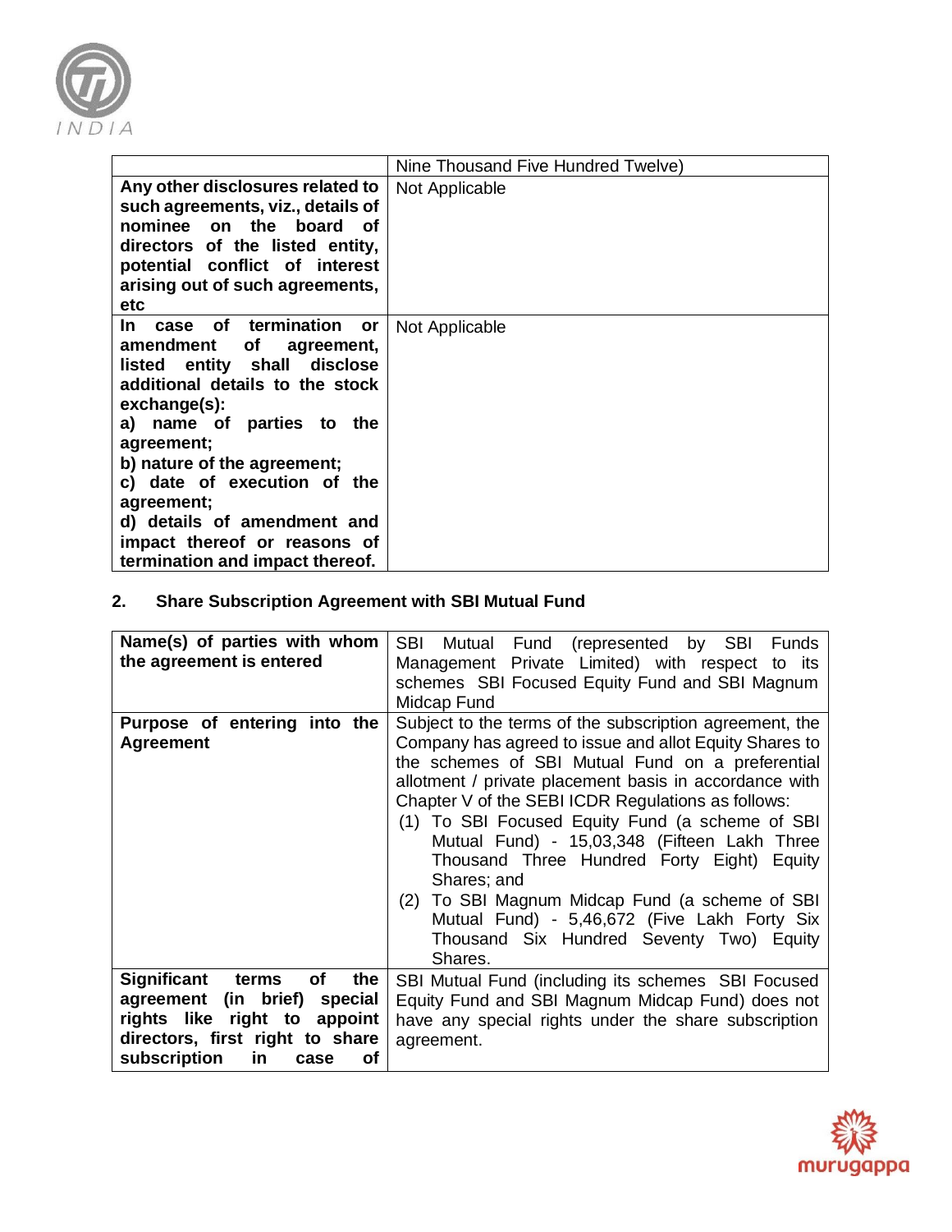| | Nine Thousand Five Hundred Twelve) |
|---|---|
| **Any other disclosures related to such agreements, viz., details of nominee on the board of directors of the listed entity, potential conflict of interest arising out of such agreements, etc** | Not Applicable |
| **In case of termination or amendment of agreement, listed entity shall disclose additional details to the stock exchange(s):**<br>**a) name of parties to the agreement;**<br>**b) nature of the agreement;**<br>**c) date of execution of the agreement;**<br>**d) details of amendment and impact thereof or reasons of termination and impact thereof.** | Not Applicable |

## 2. Share Subscription Agreement with SBI Mutual Fund

| **Name(s) of parties with whom the agreement is entered** | SBI Mutual Fund (represented by SBI Funds Management Private Limited) with respect to its schemes SBI Focused Equity Fund and SBI Magnum Midcap Fund |
|---|---|
| **Purpose of entering into the Agreement** | Subject to the terms of the subscription agreement, the Company has agreed to issue and allot Equity Shares to the schemes of SBI Mutual Fund on a preferential allotment / private placement basis in accordance with Chapter V of the SEBI ICDR Regulations as follows:<br>(1) To SBI Focused Equity Fund (a scheme of SBI Mutual Fund) - 15,03,348 (Fifteen Lakh Three Thousand Three Hundred Forty Eight) Equity Shares; and<br>(2) To SBI Magnum Midcap Fund (a scheme of SBI Mutual Fund) - 5,46,672 (Five Lakh Forty Six Thousand Six Hundred Seventy Two) Equity Shares. |
| **Significant terms of the agreement (in brief) special rights like right to appoint directors, first right to share subscription in case of** | SBI Mutual Fund (including its schemes SBI Focused Equity Fund and SBI Magnum Midcap Fund) does not have any special rights under the share subscription agreement. |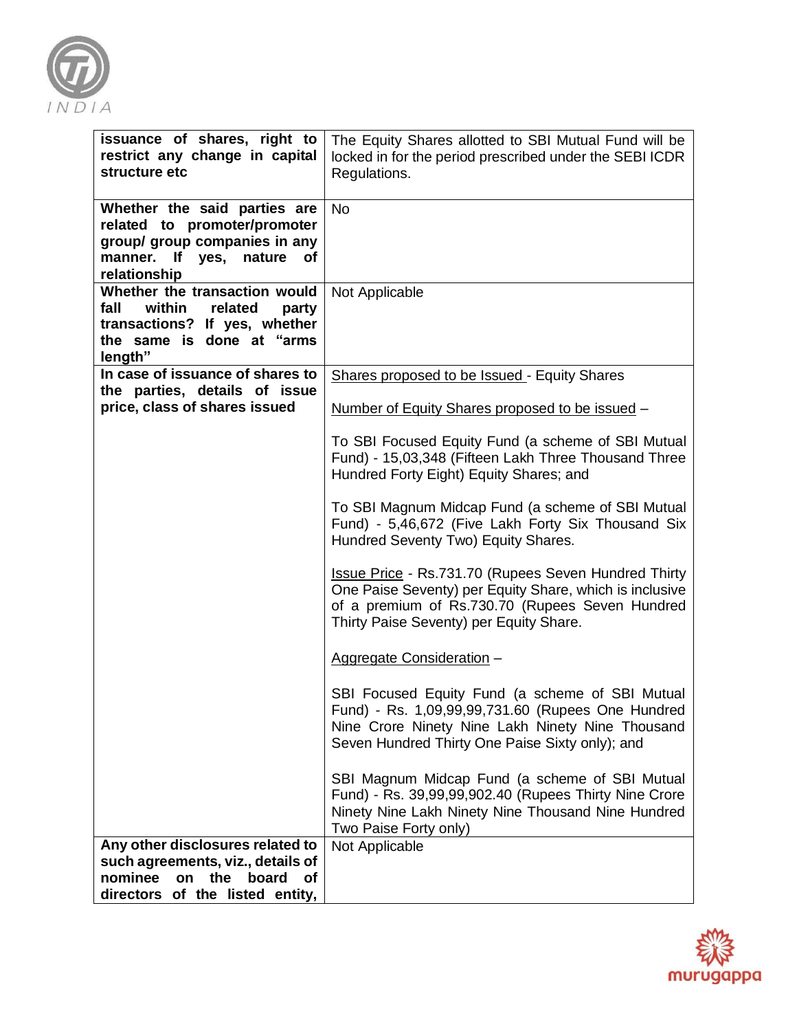| | |
|---|---|
| **issuance of shares, right to restrict any change in capital structure etc** | The Equity Shares allotted to SBI Mutual Fund will be locked in for the period prescribed under the SEBI ICDR Regulations. |
| **Whether the said parties are related to promoter/promoter group/ group companies in any manner. If yes, nature of relationship** | No |
| **Whether the transaction would fall within related party transactions? If yes, whether the same is done at "arms length"** | Not Applicable |
| **In case of issuance of shares to the parties, details of issue price, class of shares issued** | Shares proposed to be Issued - Equity Shares<br><br>Number of Equity Shares proposed to be issued –<br><br>To SBI Focused Equity Fund (a scheme of SBI Mutual Fund) - 15,03,348 (Fifteen Lakh Three Thousand Three Hundred Forty Eight) Equity Shares; and<br><br>To SBI Magnum Midcap Fund (a scheme of SBI Mutual Fund) - 5,46,672 (Five Lakh Forty Six Thousand Six Hundred Seventy Two) Equity Shares.<br><br>Issue Price - Rs.731.70 (Rupees Seven Hundred Thirty One Paise Seventy) per Equity Share, which is inclusive of a premium of Rs.730.70 (Rupees Seven Hundred Thirty Paise Seventy) per Equity Share.<br><br>Aggregate Consideration –<br><br>SBI Focused Equity Fund (a scheme of SBI Mutual Fund) - Rs. 1,09,99,99,731.60 (Rupees One Hundred Nine Crore Ninety Nine Lakh Ninety Nine Thousand Seven Hundred Thirty One Paise Sixty only); and<br><br>SBI Magnum Midcap Fund (a scheme of SBI Mutual Fund) - Rs. 39,99,99,902.40 (Rupees Thirty Nine Crore Ninety Nine Lakh Ninety Nine Thousand Nine Hundred Two Paise Forty only) |
| **Any other disclosures related to such agreements, viz., details of nominee on the board of directors of the listed entity,** | Not Applicable |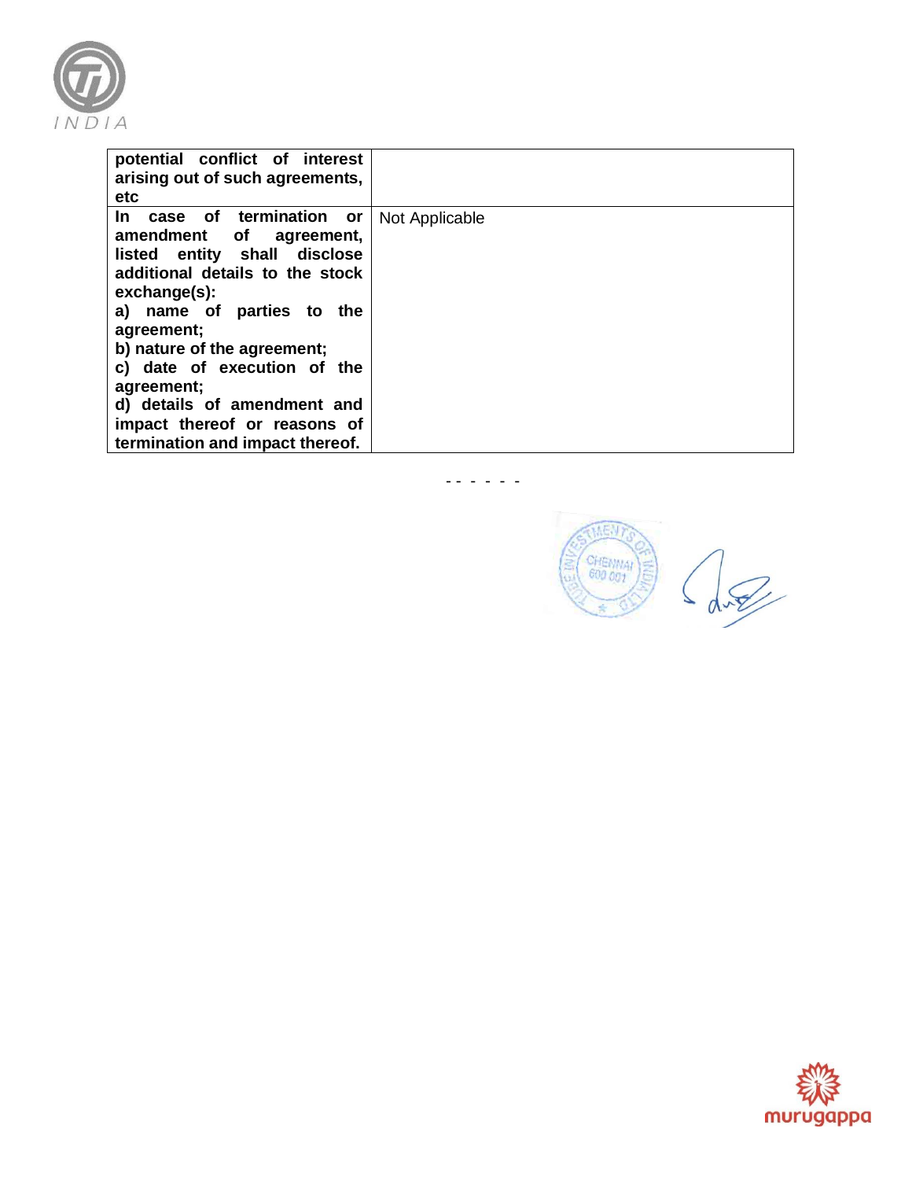| | |
|---|---|
| **potential conflict of interest arising out of such agreements, etc** | |
| **In case of termination or amendment of agreement, listed entity shall disclose additional details to the stock exchange(s):**<br>**a) name of parties to the agreement;**<br>**b) nature of the agreement;**<br>**c) date of execution of the agreement;**<br>**d) details of amendment and impact thereof or reasons of termination and impact thereof.** | Not Applicable |

\- - - - - -